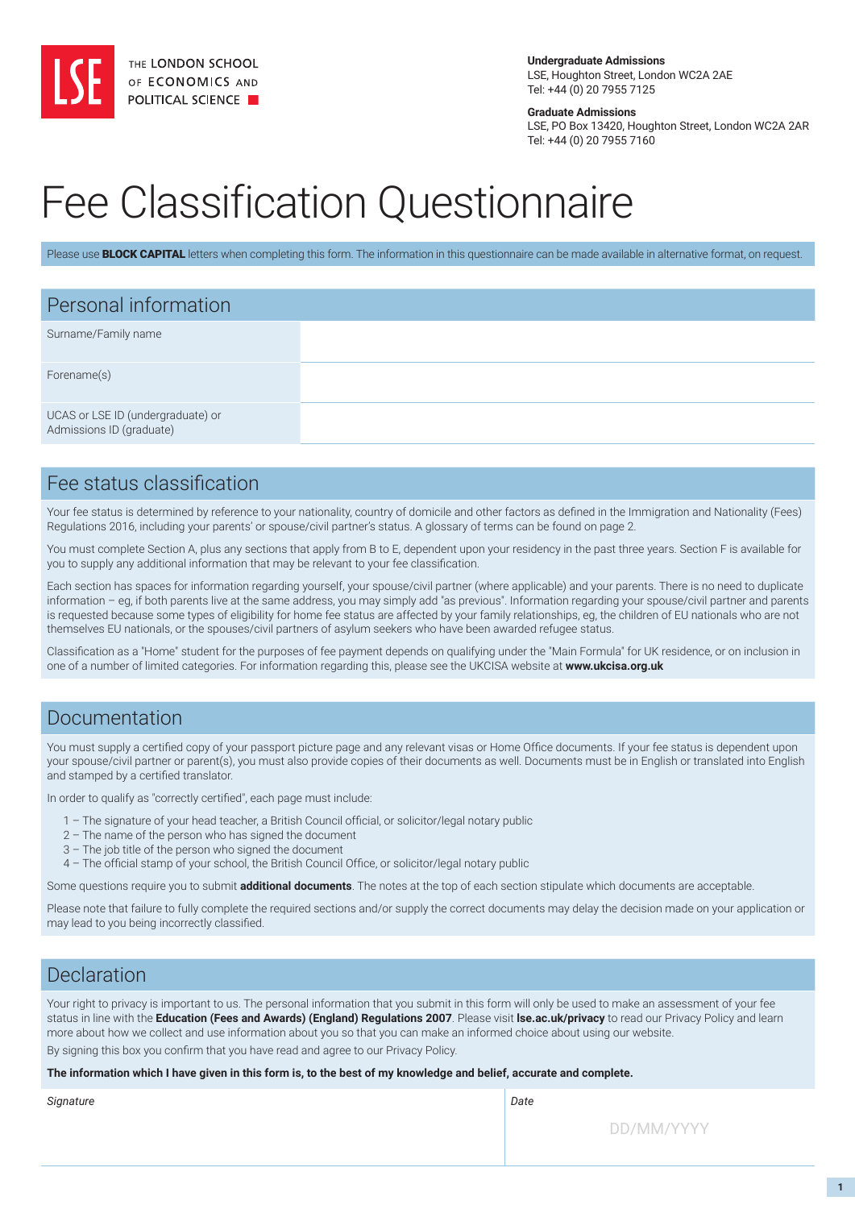THE LONDON SCHOOL OF ECONOMICS AND POLITICAL SCIENCE

**Undergraduate Admissions**
LSE, Houghton Street, London WC2A 2AE
Tel: +44 (0) 20 7955 7125

**Graduate Admissions**
LSE, PO Box 13420, Houghton Street, London WC2A 2AR
Tel: +44 (0) 20 7955 7160

# Fee Classification Questionnaire

Please use **BLOCK CAPITAL** letters when completing this form. The information in this questionnaire can be made available in alternative format, on request.

## Personal information

| Surname/Family name | |
|---|---|
| Forename(s) | |
| UCAS or LSE ID (undergraduate) or Admissions ID (graduate) | |

## Fee status classification

Your fee status is determined by reference to your nationality, country of domicile and other factors as defined in the Immigration and Nationality (Fees) Regulations 2016, including your parents' or spouse/civil partner's status. A glossary of terms can be found on page 2.

You must complete Section A, plus any sections that apply from B to E, dependent upon your residency in the past three years. Section F is available for you to supply any additional information that may be relevant to your fee classification.

Each section has spaces for information regarding yourself, your spouse/civil partner (where applicable) and your parents. There is no need to duplicate information – eg, if both parents live at the same address, you may simply add "as previous". Information regarding your spouse/civil partner and parents is requested because some types of eligibility for home fee status are affected by your family relationships, eg, the children of EU nationals who are not themselves EU nationals, or the spouses/civil partners of asylum seekers who have been awarded refugee status.

Classification as a "Home" student for the purposes of fee payment depends on qualifying under the "Main Formula" for UK residence, or on inclusion in one of a number of limited categories. For information regarding this, please see the UKCISA website at **www.ukcisa.org.uk**

## Documentation

You must supply a certified copy of your passport picture page and any relevant visas or Home Office documents. If your fee status is dependent upon your spouse/civil partner or parent(s), you must also provide copies of their documents as well. Documents must be in English or translated into English and stamped by a certified translator.

In order to qualify as "correctly certified", each page must include:

1 – The signature of your head teacher, a British Council official, or solicitor/legal notary public
2 – The name of the person who has signed the document
3 – The job title of the person who signed the document
4 – The official stamp of your school, the British Council Office, or solicitor/legal notary public

Some questions require you to submit **additional documents**. The notes at the top of each section stipulate which documents are acceptable.

Please note that failure to fully complete the required sections and/or supply the correct documents may delay the decision made on your application or may lead to you being incorrectly classified.

## Declaration

Your right to privacy is important to us. The personal information that you submit in this form will only be used to make an assessment of your fee status in line with the **Education (Fees and Awards) (England) Regulations 2007**. Please visit **lse.ac.uk/privacy** to read our Privacy Policy and learn more about how we collect and use information about you so that you can make an informed choice about using our website.

By signing this box you confirm that you have read and agree to our Privacy Policy.

**The information which I have given in this form is, to the best of my knowledge and belief, accurate and complete.**

| *Signature* | *Date* |
|---|---|
| | DD/MM/YYYY |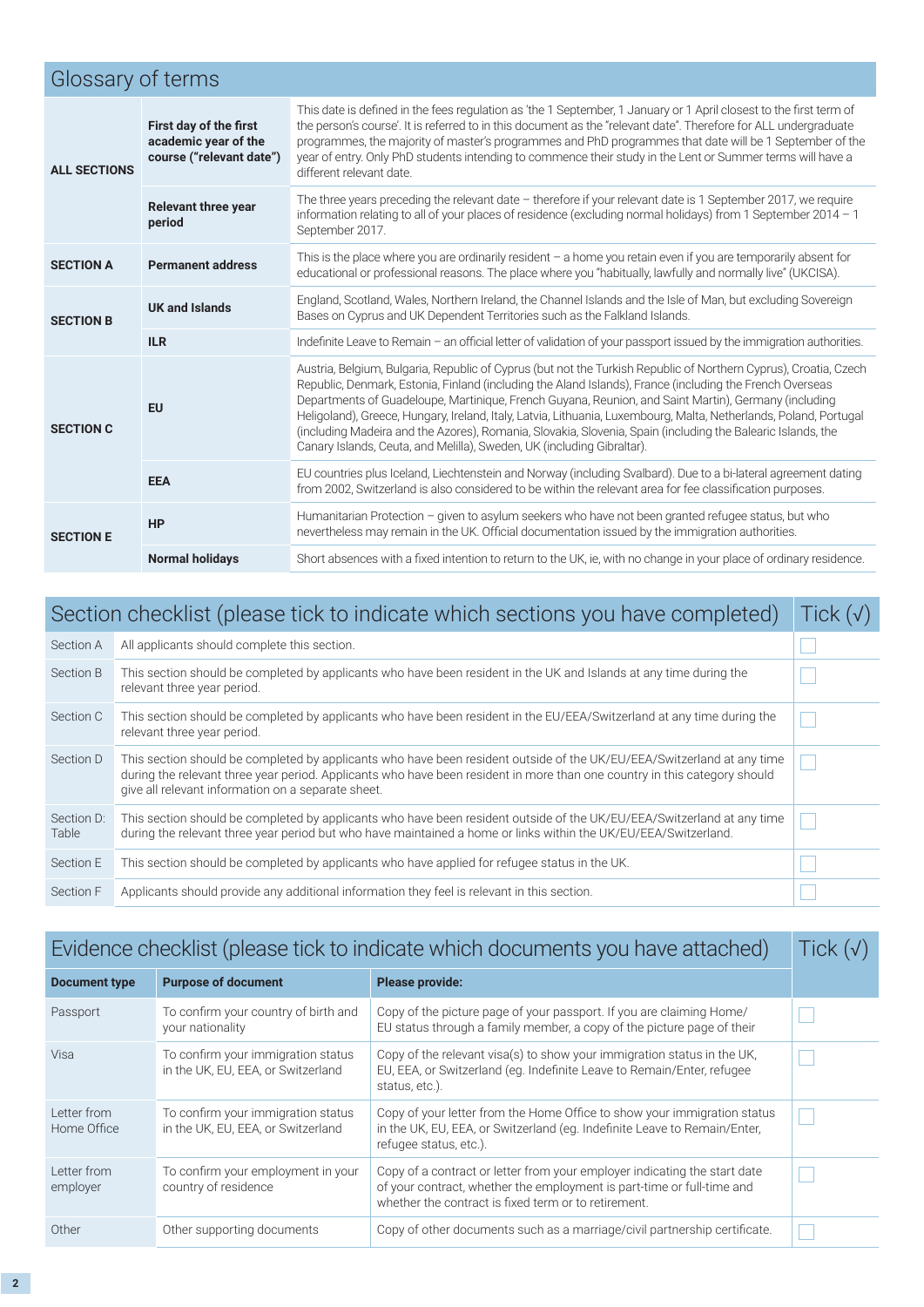## Glossary of terms

| | | |
|---|---|---|
| **ALL SECTIONS** | **First day of the first academic year of the course ("relevant date")** | This date is defined in the fees regulation as 'the 1 September, 1 January or 1 April closest to the first term of the person's course'. It is referred to in this document as the "relevant date". Therefore for ALL undergraduate programmes, the majority of master's programmes and PhD programmes that date will be 1 September of the year of entry. Only PhD students intending to commence their study in the Lent or Summer terms will have a different relevant date. |
| | **Relevant three year period** | The three years preceding the relevant date – therefore if your relevant date is 1 September 2017, we require information relating to all of your places of residence (excluding normal holidays) from 1 September 2014 – 1 September 2017. |
| **SECTION A** | **Permanent address** | This is the place where you are ordinarily resident – a home you retain even if you are temporarily absent for educational or professional reasons. The place where you "habitually, lawfully and normally live" (UKCISA). |
| **SECTION B** | **UK and Islands** | England, Scotland, Wales, Northern Ireland, the Channel Islands and the Isle of Man, but excluding Sovereign Bases on Cyprus and UK Dependent Territories such as the Falkland Islands. |
| | **ILR** | Indefinite Leave to Remain – an official letter of validation of your passport issued by the immigration authorities. |
| **SECTION C** | **EU** | Austria, Belgium, Bulgaria, Republic of Cyprus (but not the Turkish Republic of Northern Cyprus), Croatia, Czech Republic, Denmark, Estonia, Finland (including the Aland Islands), France (including the French Overseas Departments of Guadeloupe, Martinique, French Guyana, Reunion, and Saint Martin), Germany (including Heligoland), Greece, Hungary, Ireland, Italy, Latvia, Lithuania, Luxembourg, Malta, Netherlands, Poland, Portugal (including Madeira and the Azores), Romania, Slovakia, Slovenia, Spain (including the Balearic Islands, the Canary Islands, Ceuta, and Melilla), Sweden, UK (including Gibraltar). |
| | **EEA** | EU countries plus Iceland, Liechtenstein and Norway (including Svalbard). Due to a bi-lateral agreement dating from 2002, Switzerland is also considered to be within the relevant area for fee classification purposes. |
| **SECTION E** | **HP** | Humanitarian Protection – given to asylum seekers who have not been granted refugee status, but who nevertheless may remain in the UK. Official documentation issued by the immigration authorities. |
| | **Normal holidays** | Short absences with a fixed intention to return to the UK, ie, with no change in your place of ordinary residence. |

## Section checklist (please tick to indicate which sections you have completed)

| | | Tick (√) |
|---|---|---|
| Section A | All applicants should complete this section. | ☐ |
| Section B | This section should be completed by applicants who have been resident in the UK and Islands at any time during the relevant three year period. | ☐ |
| Section C | This section should be completed by applicants who have been resident in the EU/EEA/Switzerland at any time during the relevant three year period. | ☐ |
| Section D | This section should be completed by applicants who have been resident outside of the UK/EU/EEA/Switzerland at any time during the relevant three year period. Applicants who have been resident in more than one country in this category should give all relevant information on a separate sheet. | ☐ |
| Section D: Table | This section should be completed by applicants who have been resident outside of the UK/EU/EEA/Switzerland at any time during the relevant three year period but who have maintained a home or links within the UK/EU/EEA/Switzerland. | ☐ |
| Section E | This section should be completed by applicants who have applied for refugee status in the UK. | ☐ |
| Section F | Applicants should provide any additional information they feel is relevant in this section. | ☐ |

## Evidence checklist (please tick to indicate which documents you have attached)

| Document type | Purpose of document | Please provide: | Tick (√) |
|---|---|---|---|
| Passport | To confirm your country of birth and your nationality | Copy of the picture page of your passport. If you are claiming Home/EU status through a family member, a copy of the picture page of their | ☐ |
| Visa | To confirm your immigration status in the UK, EU, EEA, or Switzerland | Copy of the relevant visa(s) to show your immigration status in the UK, EU, EEA, or Switzerland (eg. Indefinite Leave to Remain/Enter, refugee status, etc.). | ☐ |
| Letter from Home Office | To confirm your immigration status in the UK, EU, EEA, or Switzerland | Copy of your letter from the Home Office to show your immigration status in the UK, EU, EEA, or Switzerland (eg. Indefinite Leave to Remain/Enter, refugee status, etc.). | ☐ |
| Letter from employer | To confirm your employment in your country of residence | Copy of a contract or letter from your employer indicating the start date of your contract, whether the employment is part-time or full-time and whether the contract is fixed term or to retirement. | ☐ |
| Other | Other supporting documents | Copy of other documents such as a marriage/civil partnership certificate. | ☐ |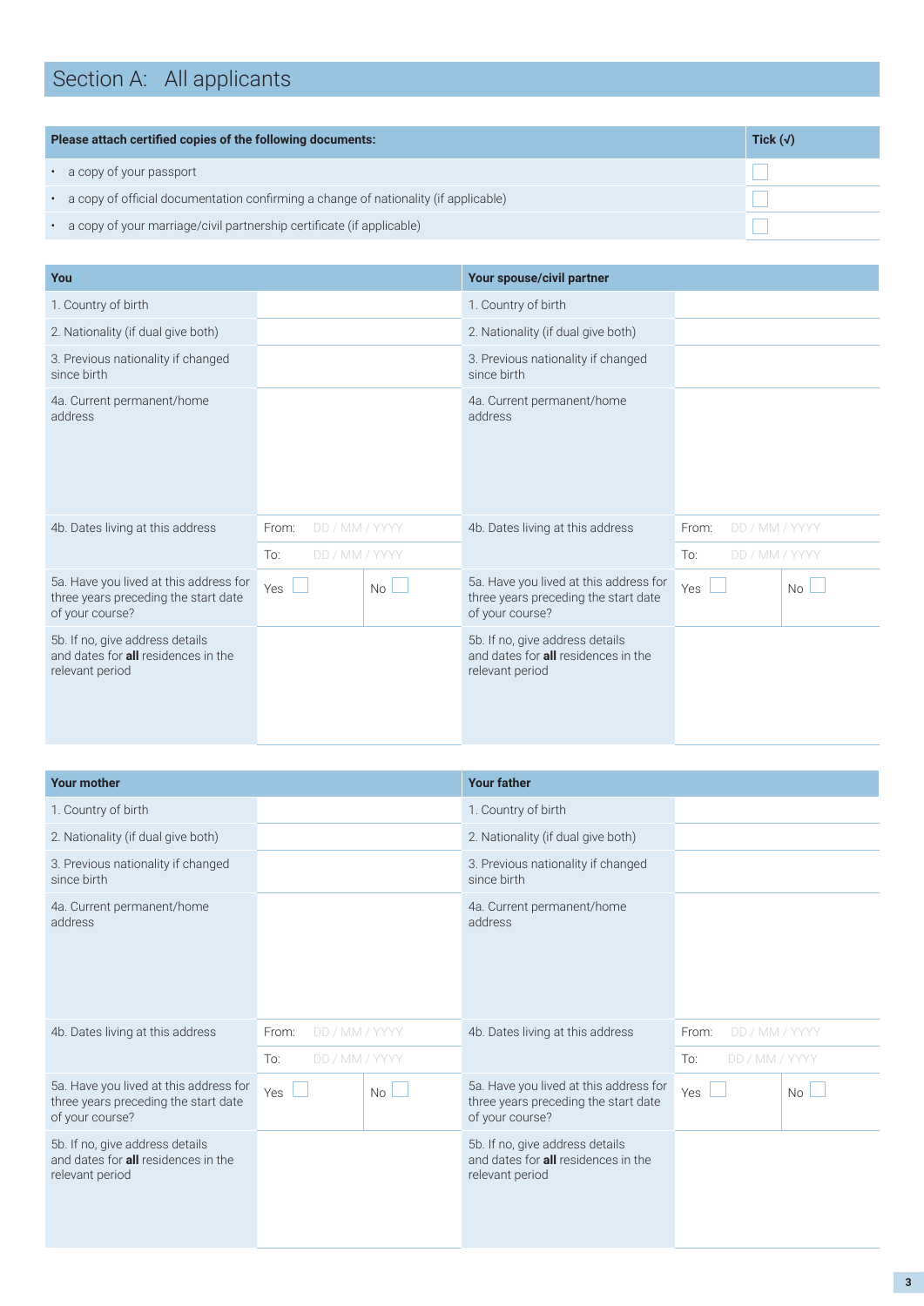## Section A: All applicants

| Please attach certified copies of the following documents: | Tick (√) |
|---|---|
| • a copy of your passport | ☐ |
| • a copy of official documentation confirming a change of nationality (if applicable) | ☐ |
| • a copy of your marriage/civil partnership certificate (if applicable) | ☐ |

| You | | | Your spouse/civil partner | | |
|---|---|---|---|---|---|
| 1. Country of birth | | | 1. Country of birth | | |
| 2. Nationality (if dual give both) | | | 2. Nationality (if dual give both) | | |
| 3. Previous nationality if changed since birth | | | 3. Previous nationality if changed since birth | | |
| 4a. Current permanent/home address | | | 4a. Current permanent/home address | | |
| 4b. Dates living at this address | From: DD / MM / YYYY | | 4b. Dates living at this address | From: DD / MM / YYYY | |
| | To: DD / MM / YYYY | | | To: DD / MM / YYYY | |
| 5a. Have you lived at this address for three years preceding the start date of your course? | Yes ☐ | No ☐ | 5a. Have you lived at this address for three years preceding the start date of your course? | Yes ☐ | No ☐ |
| 5b. If no, give address details and dates for **all** residences in the relevant period | | | 5b. If no, give address details and dates for **all** residences in the relevant period | | |

| Your mother | | | Your father | | |
|---|---|---|---|---|---|
| 1. Country of birth | | | 1. Country of birth | | |
| 2. Nationality (if dual give both) | | | 2. Nationality (if dual give both) | | |
| 3. Previous nationality if changed since birth | | | 3. Previous nationality if changed since birth | | |
| 4a. Current permanent/home address | | | 4a. Current permanent/home address | | |
| 4b. Dates living at this address | From: DD / MM / YYYY | | 4b. Dates living at this address | From: DD / MM / YYYY | |
| | To: DD / MM / YYYY | | | To: DD / MM / YYYY | |
| 5a. Have you lived at this address for three years preceding the start date of your course? | Yes ☐ | No ☐ | 5a. Have you lived at this address for three years preceding the start date of your course? | Yes ☐ | No ☐ |
| 5b. If no, give address details and dates for **all** residences in the relevant period | | | 5b. If no, give address details and dates for **all** residences in the relevant period | | |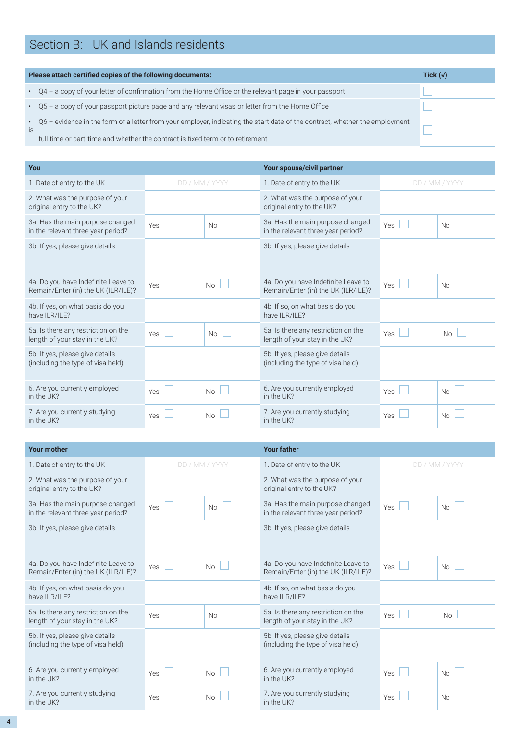## Section B: UK and Islands residents

| Please attach certified copies of the following documents: | Tick (√) |
|---|---|
| • Q4 – a copy of your letter of confirmation from the Home Office or the relevant page in your passport | ☐ |
| • Q5 – a copy of your passport picture page and any relevant visas or letter from the Home Office | ☐ |
| • Q6 – evidence in the form of a letter from your employer, indicating the start date of the contract, whether the employment is full-time or part-time and whether the contract is fixed term or to retirement | ☐ |

| You | | | Your spouse/civil partner | | |
|---|---|---|---|---|---|
| 1. Date of entry to the UK | DD / MM / YYYY | | 1. Date of entry to the UK | DD / MM / YYYY | |
| 2. What was the purpose of your original entry to the UK? | | | 2. What was the purpose of your original entry to the UK? | | |
| 3a. Has the main purpose changed in the relevant three year period? | Yes ☐ | No ☐ | 3a. Has the main purpose changed in the relevant three year period? | Yes ☐ | No ☐ |
| 3b. If yes, please give details | | | 3b. If yes, please give details | | |
| 4a. Do you have Indefinite Leave to Remain/Enter (in) the UK (ILR/ILE)? | Yes ☐ | No ☐ | 4a. Do you have Indefinite Leave to Remain/Enter (in) the UK (ILR/ILE)? | Yes ☐ | No ☐ |
| 4b. If yes, on what basis do you have ILR/ILE? | | | 4b. If so, on what basis do you have ILR/ILE? | | |
| 5a. Is there any restriction on the length of your stay in the UK? | Yes ☐ | No ☐ | 5a. Is there any restriction on the length of your stay in the UK? | Yes ☐ | No ☐ |
| 5b. If yes, please give details (including the type of visa held) | | | 5b. If yes, please give details (including the type of visa held) | | |
| 6. Are you currently employed in the UK? | Yes ☐ | No ☐ | 6. Are you currently employed in the UK? | Yes ☐ | No ☐ |
| 7. Are you currently studying in the UK? | Yes ☐ | No ☐ | 7. Are you currently studying in the UK? | Yes ☐ | No ☐ |

| Your mother | | | Your father | | |
|---|---|---|---|---|---|
| 1. Date of entry to the UK | DD / MM / YYYY | | 1. Date of entry to the UK | DD / MM / YYYY | |
| 2. What was the purpose of your original entry to the UK? | | | 2. What was the purpose of your original entry to the UK? | | |
| 3a. Has the main purpose changed in the relevant three year period? | Yes ☐ | No ☐ | 3a. Has the main purpose changed in the relevant three year period? | Yes ☐ | No ☐ |
| 3b. If yes, please give details | | | 3b. If yes, please give details | | |
| 4a. Do you have Indefinite Leave to Remain/Enter (in) the UK (ILR/ILE)? | Yes ☐ | No ☐ | 4a. Do you have Indefinite Leave to Remain/Enter (in) the UK (ILR/ILE)? | Yes ☐ | No ☐ |
| 4b. If yes, on what basis do you have ILR/ILE? | | | 4b. If so, on what basis do you have ILR/ILE? | | |
| 5a. Is there any restriction on the length of your stay in the UK? | Yes ☐ | No ☐ | 5a. Is there any restriction on the length of your stay in the UK? | Yes ☐ | No ☐ |
| 5b. If yes, please give details (including the type of visa held) | | | 5b. If yes, please give details (including the type of visa held) | | |
| 6. Are you currently employed in the UK? | Yes ☐ | No ☐ | 6. Are you currently employed in the UK? | Yes ☐ | No ☐ |
| 7. Are you currently studying in the UK? | Yes ☐ | No ☐ | 7. Are you currently studying in the UK? | Yes ☐ | No ☐ |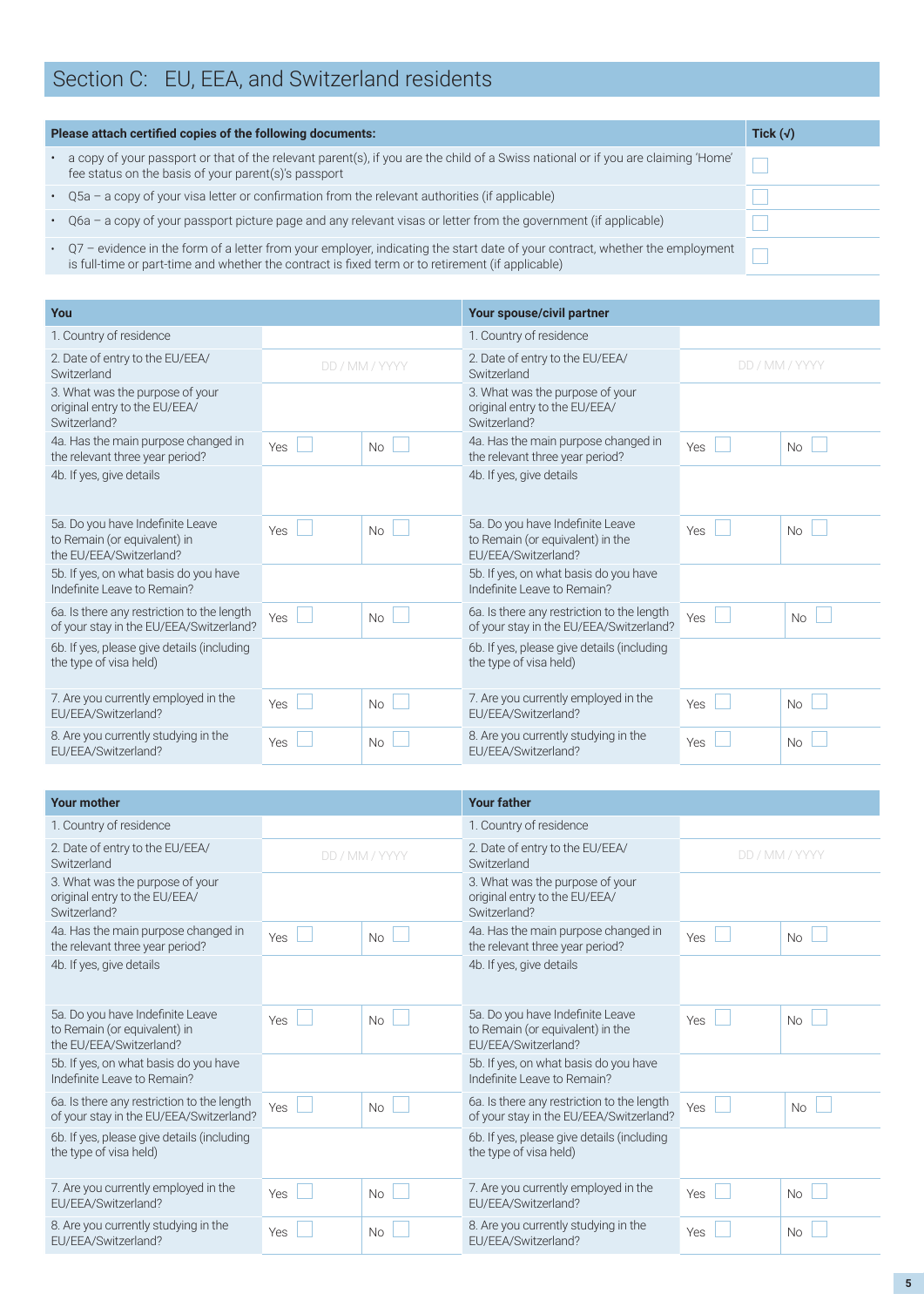## Section C: EU, EEA, and Switzerland residents

| Please attach certified copies of the following documents: | Tick (√) |
|---|---|
| • a copy of your passport or that of the relevant parent(s), if you are the child of a Swiss national or if you are claiming 'Home' fee status on the basis of your parent(s)'s passport | ☐ |
| • Q5a – a copy of your visa letter or confirmation from the relevant authorities (if applicable) | ☐ |
| • Q6a – a copy of your passport picture page and any relevant visas or letter from the government (if applicable) | ☐ |
| • Q7 – evidence in the form of a letter from your employer, indicating the start date of your contract, whether the employment is full-time or part-time and whether the contract is fixed term or to retirement (if applicable) | ☐ |

| You | | | Your spouse/civil partner | | |
|---|---|---|---|---|---|
| 1. Country of residence | | | 1. Country of residence | | |
| 2. Date of entry to the EU/EEA/ Switzerland | DD / MM / YYYY | | 2. Date of entry to the EU/EEA/ Switzerland | DD / MM / YYYY | |
| 3. What was the purpose of your original entry to the EU/EEA/ Switzerland? | | | 3. What was the purpose of your original entry to the EU/EEA/ Switzerland? | | |
| 4a. Has the main purpose changed in the relevant three year period? | Yes ☐ | No ☐ | 4a. Has the main purpose changed in the relevant three year period? | Yes ☐ | No ☐ |
| 4b. If yes, give details | | | 4b. If yes, give details | | |
| 5a. Do you have Indefinite Leave to Remain (or equivalent) in the EU/EEA/Switzerland? | Yes ☐ | No ☐ | 5a. Do you have Indefinite Leave to Remain (or equivalent) in the EU/EEA/Switzerland? | Yes ☐ | No ☐ |
| 5b. If yes, on what basis do you have Indefinite Leave to Remain? | | | 5b. If yes, on what basis do you have Indefinite Leave to Remain? | | |
| 6a. Is there any restriction to the length of your stay in the EU/EEA/Switzerland? | Yes ☐ | No ☐ | 6a. Is there any restriction to the length of your stay in the EU/EEA/Switzerland? | Yes ☐ | No ☐ |
| 6b. If yes, please give details (including the type of visa held) | | | 6b. If yes, please give details (including the type of visa held) | | |
| 7. Are you currently employed in the EU/EEA/Switzerland? | Yes ☐ | No ☐ | 7. Are you currently employed in the EU/EEA/Switzerland? | Yes ☐ | No ☐ |
| 8. Are you currently studying in the EU/EEA/Switzerland? | Yes ☐ | No ☐ | 8. Are you currently studying in the EU/EEA/Switzerland? | Yes ☐ | No ☐ |

| Your mother | | | Your father | | |
|---|---|---|---|---|---|
| 1. Country of residence | | | 1. Country of residence | | |
| 2. Date of entry to the EU/EEA/ Switzerland | DD / MM / YYYY | | 2. Date of entry to the EU/EEA/ Switzerland | DD / MM / YYYY | |
| 3. What was the purpose of your original entry to the EU/EEA/ Switzerland? | | | 3. What was the purpose of your original entry to the EU/EEA/ Switzerland? | | |
| 4a. Has the main purpose changed in the relevant three year period? | Yes ☐ | No ☐ | 4a. Has the main purpose changed in the relevant three year period? | Yes ☐ | No ☐ |
| 4b. If yes, give details | | | 4b. If yes, give details | | |
| 5a. Do you have Indefinite Leave to Remain (or equivalent) in the EU/EEA/Switzerland? | Yes ☐ | No ☐ | 5a. Do you have Indefinite Leave to Remain (or equivalent) in the EU/EEA/Switzerland? | Yes ☐ | No ☐ |
| 5b. If yes, on what basis do you have Indefinite Leave to Remain? | | | 5b. If yes, on what basis do you have Indefinite Leave to Remain? | | |
| 6a. Is there any restriction to the length of your stay in the EU/EEA/Switzerland? | Yes ☐ | No ☐ | 6a. Is there any restriction to the length of your stay in the EU/EEA/Switzerland? | Yes ☐ | No ☐ |
| 6b. If yes, please give details (including the type of visa held) | | | 6b. If yes, please give details (including the type of visa held) | | |
| 7. Are you currently employed in the EU/EEA/Switzerland? | Yes ☐ | No ☐ | 7. Are you currently employed in the EU/EEA/Switzerland? | Yes ☐ | No ☐ |
| 8. Are you currently studying in the EU/EEA/Switzerland? | Yes ☐ | No ☐ | 8. Are you currently studying in the EU/EEA/Switzerland? | Yes ☐ | No ☐ |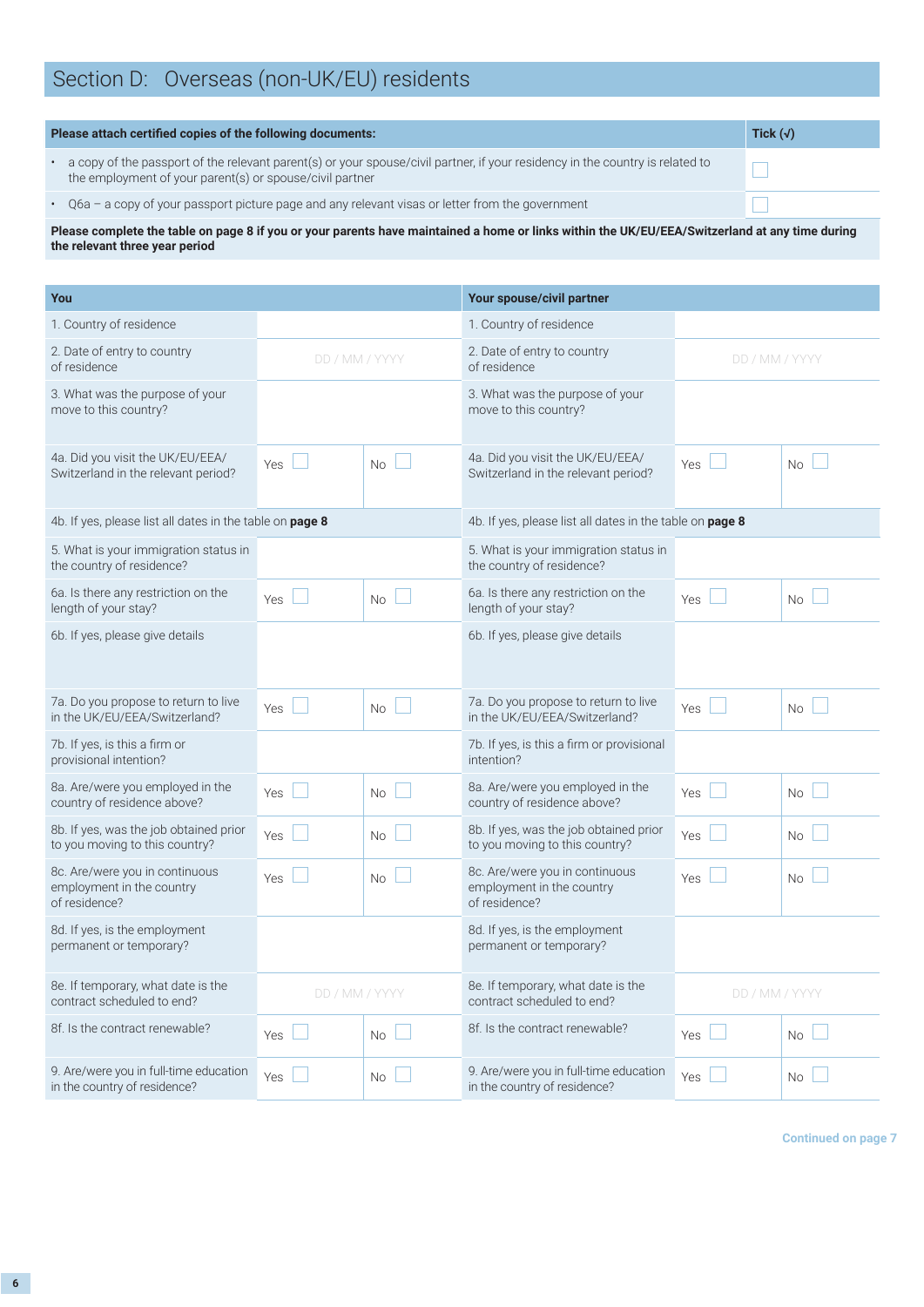# Section D: Overseas (non-UK/EU) residents

| Please attach certified copies of the following documents: | Tick (√) |
|---|---|
| • a copy of the passport of the relevant parent(s) or your spouse/civil partner, if your residency in the country is related to the employment of your parent(s) or spouse/civil partner | ☐ |
| • Q6a – a copy of your passport picture page and any relevant visas or letter from the government | ☐ |

**Please complete the table on page 8 if you or your parents have maintained a home or links within the UK/EU/EEA/Switzerland at any time during the relevant three year period**

| You | | | Your spouse/civil partner | | |
|---|---|---|---|---|---|
| 1. Country of residence | | | 1. Country of residence | | |
| 2. Date of entry to country of residence | DD / MM / YYYY | | 2. Date of entry to country of residence | DD / MM / YYYY | |
| 3. What was the purpose of your move to this country? | | | 3. What was the purpose of your move to this country? | | |
| 4a. Did you visit the UK/EU/EEA/Switzerland in the relevant period? | Yes ☐ | No ☐ | 4a. Did you visit the UK/EU/EEA/Switzerland in the relevant period? | Yes ☐ | No ☐ |
| 4b. If yes, please list all dates in the table on **page 8** | | | 4b. If yes, please list all dates in the table on **page 8** | | |
| 5. What is your immigration status in the country of residence? | | | 5. What is your immigration status in the country of residence? | | |
| 6a. Is there any restriction on the length of your stay? | Yes ☐ | No ☐ | 6a. Is there any restriction on the length of your stay? | Yes ☐ | No ☐ |
| 6b. If yes, please give details | | | 6b. If yes, please give details | | |
| 7a. Do you propose to return to live in the UK/EU/EEA/Switzerland? | Yes ☐ | No ☐ | 7a. Do you propose to return to live in the UK/EU/EEA/Switzerland? | Yes ☐ | No ☐ |
| 7b. If yes, is this a firm or provisional intention? | | | 7b. If yes, is this a firm or provisional intention? | | |
| 8a. Are/were you employed in the country of residence above? | Yes ☐ | No ☐ | 8a. Are/were you employed in the country of residence above? | Yes ☐ | No ☐ |
| 8b. If yes, was the job obtained prior to you moving to this country? | Yes ☐ | No ☐ | 8b. If yes, was the job obtained prior to you moving to this country? | Yes ☐ | No ☐ |
| 8c. Are/were you in continuous employment in the country of residence? | Yes ☐ | No ☐ | 8c. Are/were you in continuous employment in the country of residence? | Yes ☐ | No ☐ |
| 8d. If yes, is the employment permanent or temporary? | | | 8d. If yes, is the employment permanent or temporary? | | |
| 8e. If temporary, what date is the contract scheduled to end? | DD / MM / YYYY | | 8e. If temporary, what date is the contract scheduled to end? | DD / MM / YYYY | |
| 8f. Is the contract renewable? | Yes ☐ | No ☐ | 8f. Is the contract renewable? | Yes ☐ | No ☐ |
| 9. Are/were you in full-time education in the country of residence? | Yes ☐ | No ☐ | 9. Are/were you in full-time education in the country of residence? | Yes ☐ | No ☐ |

**Continued on page 7**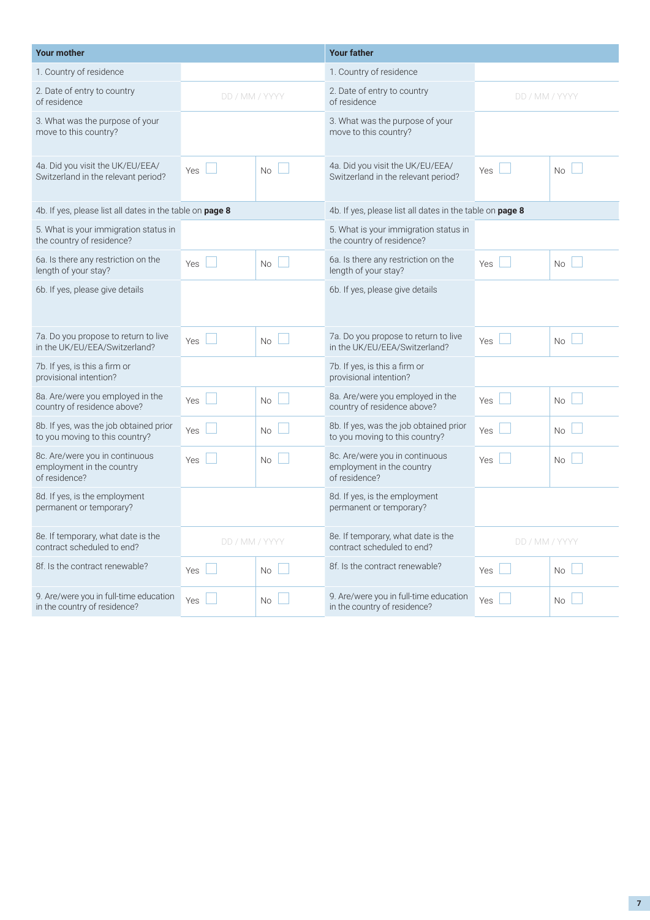| Your mother | | | Your father | | |
|---|---|---|---|---|---|
| 1. Country of residence | | | 1. Country of residence | | |
| 2. Date of entry to country of residence | DD / MM / YYYY | | 2. Date of entry to country of residence | DD / MM / YYYY | |
| 3. What was the purpose of your move to this country? | | | 3. What was the purpose of your move to this country? | | |
| 4a. Did you visit the UK/EU/EEA/ Switzerland in the relevant period? | Yes ☐ | No ☐ | 4a. Did you visit the UK/EU/EEA/ Switzerland in the relevant period? | Yes ☐ | No ☐ |
| 4b. If yes, please list all dates in the table on **page 8** | | | 4b. If yes, please list all dates in the table on **page 8** | | |
| 5. What is your immigration status in the country of residence? | | | 5. What is your immigration status in the country of residence? | | |
| 6a. Is there any restriction on the length of your stay? | Yes ☐ | No ☐ | 6a. Is there any restriction on the length of your stay? | Yes ☐ | No ☐ |
| 6b. If yes, please give details | | | 6b. If yes, please give details | | |
| 7a. Do you propose to return to live in the UK/EU/EEA/Switzerland? | Yes ☐ | No ☐ | 7a. Do you propose to return to live in the UK/EU/EEA/Switzerland? | Yes ☐ | No ☐ |
| 7b. If yes, is this a firm or provisional intention? | | | 7b. If yes, is this a firm or provisional intention? | | |
| 8a. Are/were you employed in the country of residence above? | Yes ☐ | No ☐ | 8a. Are/were you employed in the country of residence above? | Yes ☐ | No ☐ |
| 8b. If yes, was the job obtained prior to you moving to this country? | Yes ☐ | No ☐ | 8b. If yes, was the job obtained prior to you moving to this country? | Yes ☐ | No ☐ |
| 8c. Are/were you in continuous employment in the country of residence? | Yes ☐ | No ☐ | 8c. Are/were you in continuous employment in the country of residence? | Yes ☐ | No ☐ |
| 8d. If yes, is the employment permanent or temporary? | | | 8d. If yes, is the employment permanent or temporary? | | |
| 8e. If temporary, what date is the contract scheduled to end? | DD / MM / YYYY | | 8e. If temporary, what date is the contract scheduled to end? | DD / MM / YYYY | |
| 8f. Is the contract renewable? | Yes ☐ | No ☐ | 8f. Is the contract renewable? | Yes ☐ | No ☐ |
| 9. Are/were you in full-time education in the country of residence? | Yes ☐ | No ☐ | 9. Are/were you in full-time education in the country of residence? | Yes ☐ | No ☐ |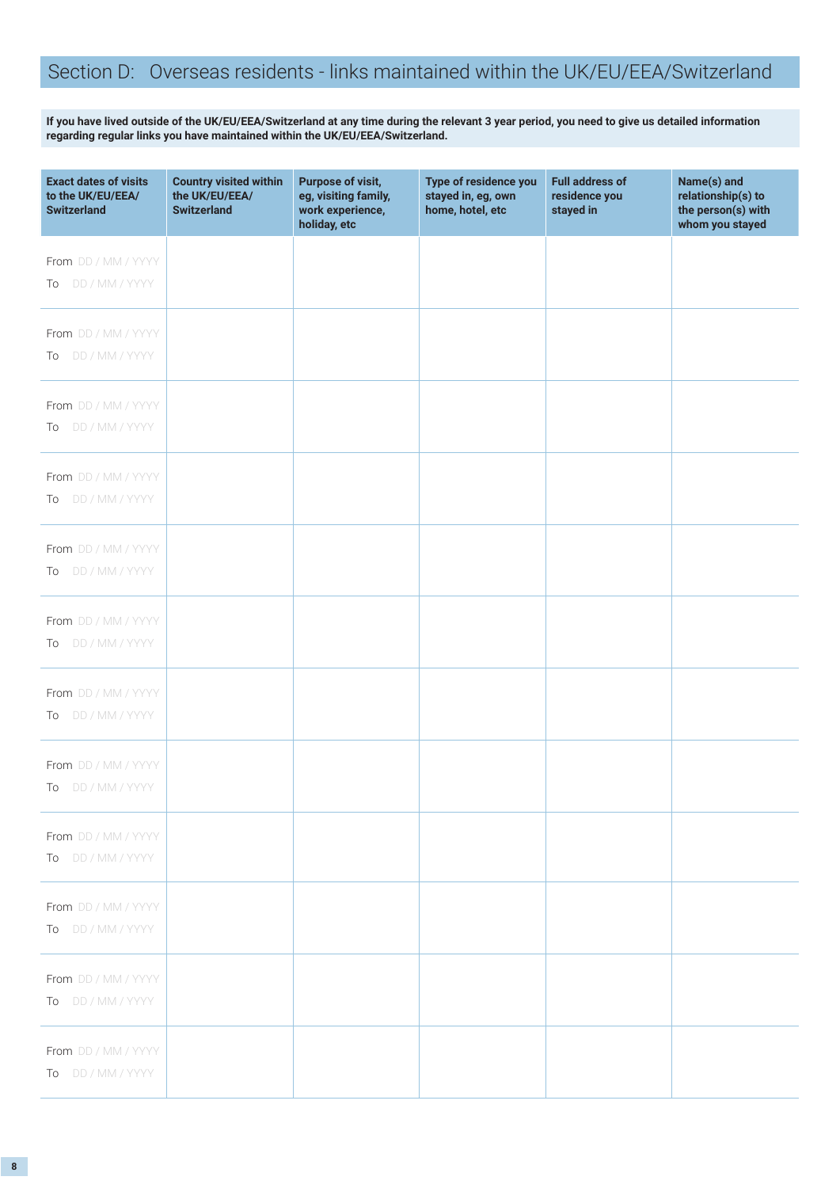## Section D: Overseas residents - links maintained within the UK/EU/EEA/Switzerland

**If you have lived outside of the UK/EU/EEA/Switzerland at any time during the relevant 3 year period, you need to give us detailed information regarding regular links you have maintained within the UK/EU/EEA/Switzerland.**

| Exact dates of visits to the UK/EU/EEA/ Switzerland | Country visited within the UK/EU/EEA/ Switzerland | Purpose of visit, eg, visiting family, work experience, holiday, etc | Type of residence you stayed in, eg, own home, hotel, etc | Full address of residence you stayed in | Name(s) and relationship(s) to the person(s) with whom you stayed |
|---|---|---|---|---|---|
| From DD / MM / YYYY To DD / MM / YYYY | | | | | |
| From DD / MM / YYYY To DD / MM / YYYY | | | | | |
| From DD / MM / YYYY To DD / MM / YYYY | | | | | |
| From DD / MM / YYYY To DD / MM / YYYY | | | | | |
| From DD / MM / YYYY To DD / MM / YYYY | | | | | |
| From DD / MM / YYYY To DD / MM / YYYY | | | | | |
| From DD / MM / YYYY To DD / MM / YYYY | | | | | |
| From DD / MM / YYYY To DD / MM / YYYY | | | | | |
| From DD / MM / YYYY To DD / MM / YYYY | | | | | |
| From DD / MM / YYYY To DD / MM / YYYY | | | | | |
| From DD / MM / YYYY To DD / MM / YYYY | | | | | |
| From DD / MM / YYYY To DD / MM / YYYY | | | | | |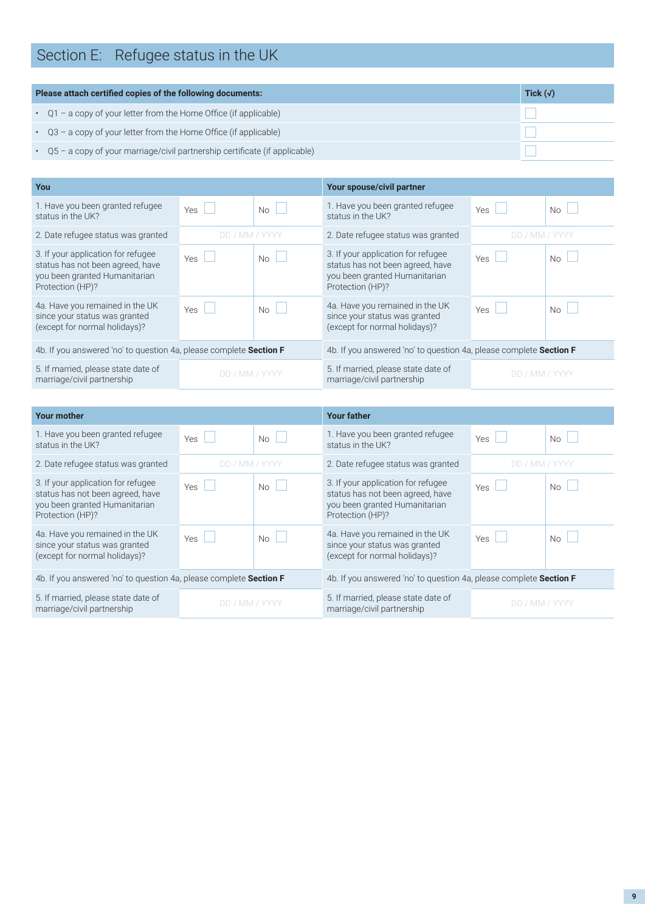## Section E: Refugee status in the UK

| Please attach certified copies of the following documents: | Tick (√) |
|---|---|
| • Q1 – a copy of your letter from the Home Office (if applicable) | ☐ |
| • Q3 – a copy of your letter from the Home Office (if applicable) | ☐ |
| • Q5 – a copy of your marriage/civil partnership certificate (if applicable) | ☐ |

| You | | | Your spouse/civil partner | | |
|---|---|---|---|---|---|
| 1. Have you been granted refugee status in the UK? | Yes ☐ | No ☐ | 1. Have you been granted refugee status in the UK? | Yes ☐ | No ☐ |
| 2. Date refugee status was granted | DD / MM / YYYY | | 2. Date refugee status was granted | DD / MM / YYYY | |
| 3. If your application for refugee status has not been agreed, have you been granted Humanitarian Protection (HP)? | Yes ☐ | No ☐ | 3. If your application for refugee status has not been agreed, have you been granted Humanitarian Protection (HP)? | Yes ☐ | No ☐ |
| 4a. Have you remained in the UK since your status was granted (except for normal holidays)? | Yes ☐ | No ☐ | 4a. Have you remained in the UK since your status was granted (except for normal holidays)? | Yes ☐ | No ☐ |
| 4b. If you answered 'no' to question 4a, please complete **Section F** | | | 4b. If you answered 'no' to question 4a, please complete **Section F** | | |
| 5. If married, please state date of marriage/civil partnership | DD / MM / YYYY | | 5. If married, please state date of marriage/civil partnership | DD / MM / YYYY | |

| Your mother | | | Your father | | |
|---|---|---|---|---|---|
| 1. Have you been granted refugee status in the UK? | Yes ☐ | No ☐ | 1. Have you been granted refugee status in the UK? | Yes ☐ | No ☐ |
| 2. Date refugee status was granted | DD / MM / YYYY | | 2. Date refugee status was granted | DD / MM / YYYY | |
| 3. If your application for refugee status has not been agreed, have you been granted Humanitarian Protection (HP)? | Yes ☐ | No ☐ | 3. If your application for refugee status has not been agreed, have you been granted Humanitarian Protection (HP)? | Yes ☐ | No ☐ |
| 4a. Have you remained in the UK since your status was granted (except for normal holidays)? | Yes ☐ | No ☐ | 4a. Have you remained in the UK since your status was granted (except for normal holidays)? | Yes ☐ | No ☐ |
| 4b. If you answered 'no' to question 4a, please complete **Section F** | | | 4b. If you answered 'no' to question 4a, please complete **Section F** | | |
| 5. If married, please state date of marriage/civil partnership | DD / MM / YYYY | | 5. If married, please state date of marriage/civil partnership | DD / MM / YYYY | |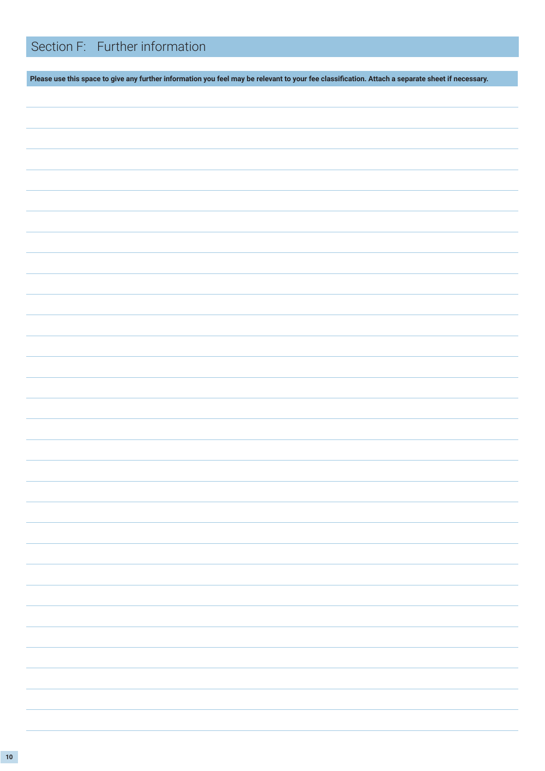## Section F: Further information

**Please use this space to give any further information you feel may be relevant to your fee classification. Attach a separate sheet if necessary.**